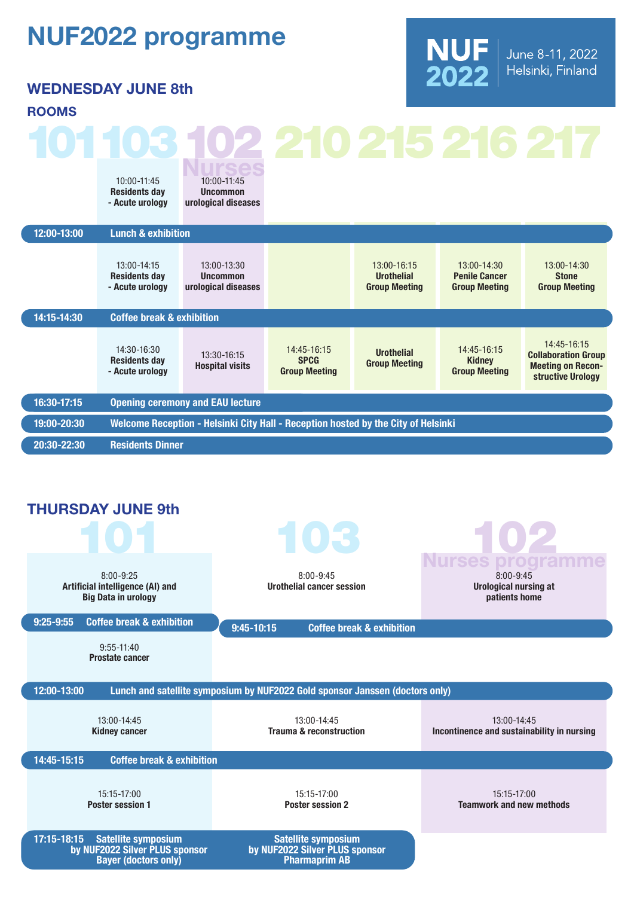# NUF2022 programme

**NUF 2022** June 8-11, 2022 Helsinki, Finland

## WEDNESDAY JUNE 8th

### ROOMS

| Time | 101 | 103 | 102 Nurses | 210 | 215 | 216 | 217 |
|---|---|---|---|---|---|---|---|
| | | 10:00-11:45 **Residents day - Acute urology** | 10:00-11:45 **Uncommon urological diseases** | | | | |
| **12:00-13:00** | **Lunch & exhibition** | | | | | | |
| | | 13:00-14:15 **Residents day - Acute urology** | 13:00-13:30 **Uncommon urological diseases** | | 13:00-16:15 **Urothelial Group Meeting** | 13:00-14:30 **Penile Cancer Group Meeting** | 13:00-14:30 **Stone Group Meeting** |
| **14:15-14:30** | **Coffee break & exhibition** | | | | | | |
| | | 14:30-16:30 **Residents day - Acute urology** | 13:30-16:15 **Hospital visits** | 14:45-16:15 **SPCG Group Meeting** | **Urothelial Group Meeting** | 14:45-16:15 **Kidney Group Meeting** | 14:45-16:15 **Collaboration Group Meeting on Reconstructive Urology** |
| **16:30-17:15** | **Opening ceremony and EAU lecture** | | | | | | |
| **19:00-20:30** | **Welcome Reception - Helsinki City Hall - Reception hosted by the City of Helsinki** | | | | | | |
| **20:30-22:30** | **Residents Dinner** | | | | | | |

## THURSDAY JUNE 9th

| 101 | 103 | 102 Nurses programme |
|---|---|---|
| 8:00-9:25 **Artificial intelligence (AI) and Big Data in urology** | 8:00-9:45 **Urothelial cancer session** | 8:00-9:45 **Urological nursing at patients home** |
| **9:25-9:55 Coffee break & exhibition** | **9:45-10:15 Coffee break & exhibition** | **9:45-10:15 Coffee break & exhibition** |
| 9:55-11:40 **Prostate cancer** | | |
| **12:00-13:00 Lunch and satellite symposium by NUF2022 Gold sponsor Janssen (doctors only)** | | |
| 13:00-14:45 **Kidney cancer** | 13:00-14:45 **Trauma & reconstruction** | 13:00-14:45 **Incontinence and sustainability in nursing** |
| **14:45-15:15 Coffee break & exhibition** | | |
| 15:15-17:00 **Poster session 1** | 15:15-17:00 **Poster session 2** | 15:15-17:00 **Teamwork and new methods** |
| **17:15-18:15 Satellite symposium by NUF2022 Silver PLUS sponsor Bayer (doctors only)** | **Satellite symposium by NUF2022 Silver PLUS sponsor Pharmaprim AB** | |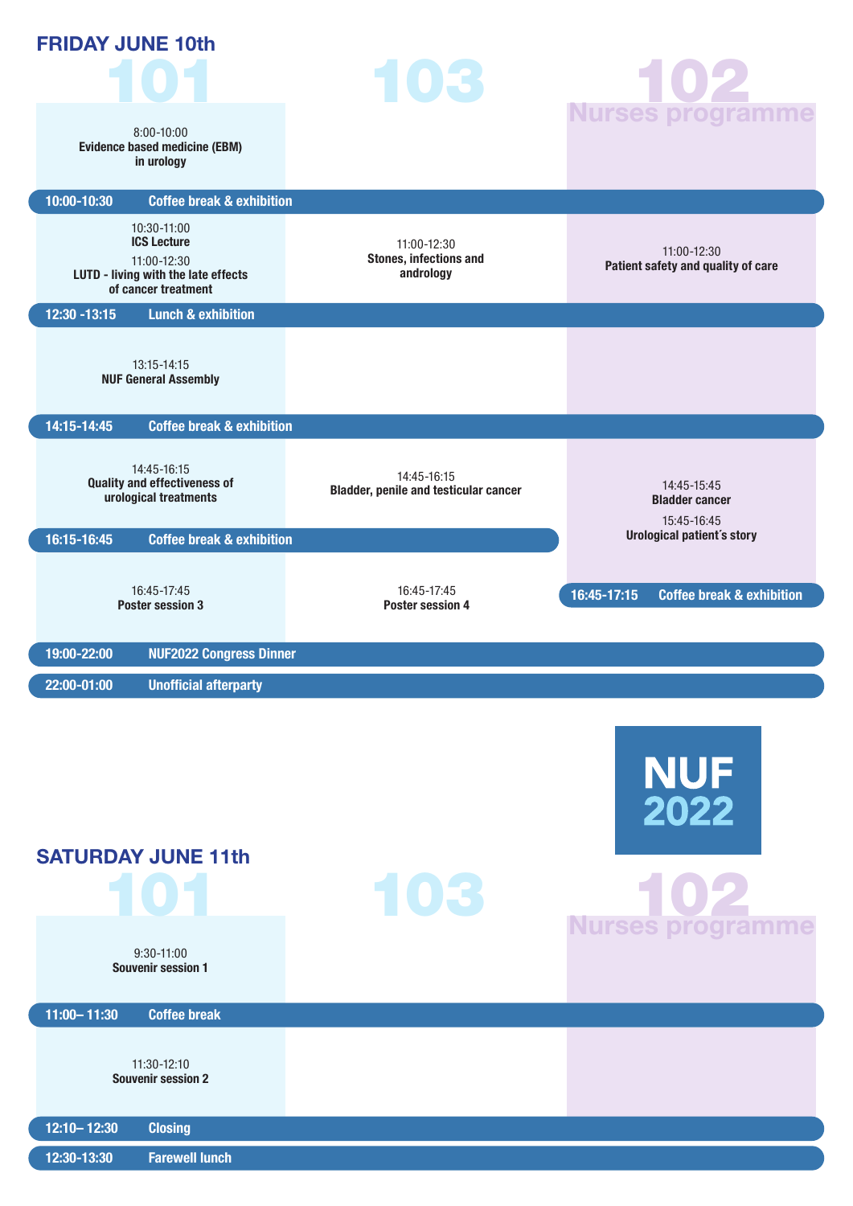## FRIDAY JUNE 10th

| 101 | 103 | 102 Nurses programme |
|---|---|---|
| 8:00-10:00 **Evidence based medicine (EBM) in urology** | | |
| **10:00-10:30 Coffee break & exhibition** | | |
| 10:30-11:00 **ICS Lecture**<br>11:00-12:30 **LUTD - living with the late effects of cancer treatment** | 11:00-12:30 **Stones, infections and andrology** | 11:00-12:30 **Patient safety and quality of care** |
| **12:30 -13:15 Lunch & exhibition** | | |
| 13:15-14:15 **NUF General Assembly** | | |
| **14:15-14:45 Coffee break & exhibition** | | |
| 14:45-16:15 **Quality and effectiveness of urological treatments** | 14:45-16:15 **Bladder, penile and testicular cancer** | 14:45-15:45 **Bladder cancer**<br>15:45-16:45 **Urological patient´s story** |
| **16:15-16:45 Coffee break & exhibition** | **16:15-16:45 Coffee break & exhibition** | |
| 16:45-17:45 **Poster session 3** | 16:45-17:45 **Poster session 4** | **16:45-17:15 Coffee break & exhibition** |
| **19:00-22:00 NUF2022 Congress Dinner** | | |
| **22:00-01:00 Unofficial afterparty** | | |

NUF 2022

## SATURDAY JUNE 11th

| 101 | 103 | 102 Nurses programme |
|---|---|---|
| 9:30-11:00 **Souvenir session 1** | | |
| **11:00– 11:30 Coffee break** | | |
| 11:30-12:10 **Souvenir session 2** | | |
| **12:10– 12:30 Closing** | | |
| **12:30-13:30 Farewell lunch** | | |